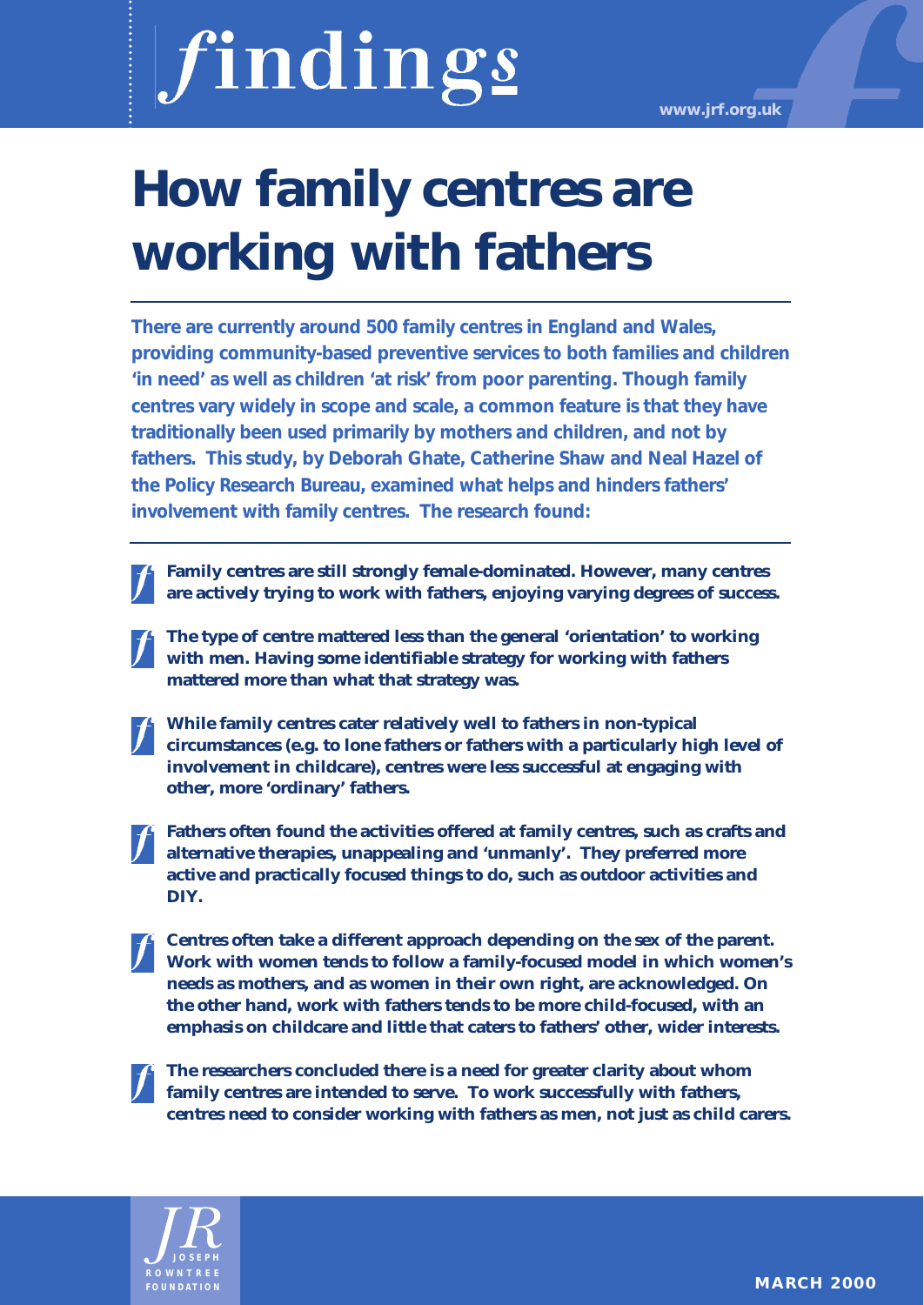findings

www.jrf.org.uk

# How family centres are working with fathers

**There are currently around 500 family centres in England and Wales, providing community-based preventive services to both families and children 'in need' as well as children 'at risk' from poor parenting. Though family centres vary widely in scope and scale, a common feature is that they have traditionally been used primarily by mothers and children, and not by fathers. This study, by Deborah Ghate, Catherine Shaw and Neal Hazel of the Policy Research Bureau, examined what helps and hinders fathers' involvement with family centres. The research found:**

- **Family centres are still strongly female-dominated. However, many centres are actively trying to work with fathers, enjoying varying degrees of success.**
- **The type of centre mattered less than the general 'orientation' to working with men. Having some identifiable strategy for working with fathers mattered more than what that strategy was.**
- **While family centres cater relatively well to fathers in non-typical circumstances (e.g. to lone fathers or fathers with a particularly high level of involvement in childcare), centres were less successful at engaging with other, more 'ordinary' fathers.**
- **Fathers often found the activities offered at family centres, such as crafts and alternative therapies, unappealing and 'unmanly'. They preferred more active and practically focused things to do, such as outdoor activities and DIY.**
- **Centres often take a different approach depending on the sex of the parent. Work with women tends to follow a family-focused model in which women's needs as mothers, and as women in their own right, are acknowledged. On the other hand, work with fathers tends to be more child-focused, with an emphasis on childcare and little that caters to fathers' other, wider interests.**
- **The researchers concluded there is a need for greater clarity about whom family centres are intended to serve. To work successfully with fathers, centres need to consider working with fathers as men, not just as child carers.**

JOSEPH ROWNTREE FOUNDATION

MARCH 2000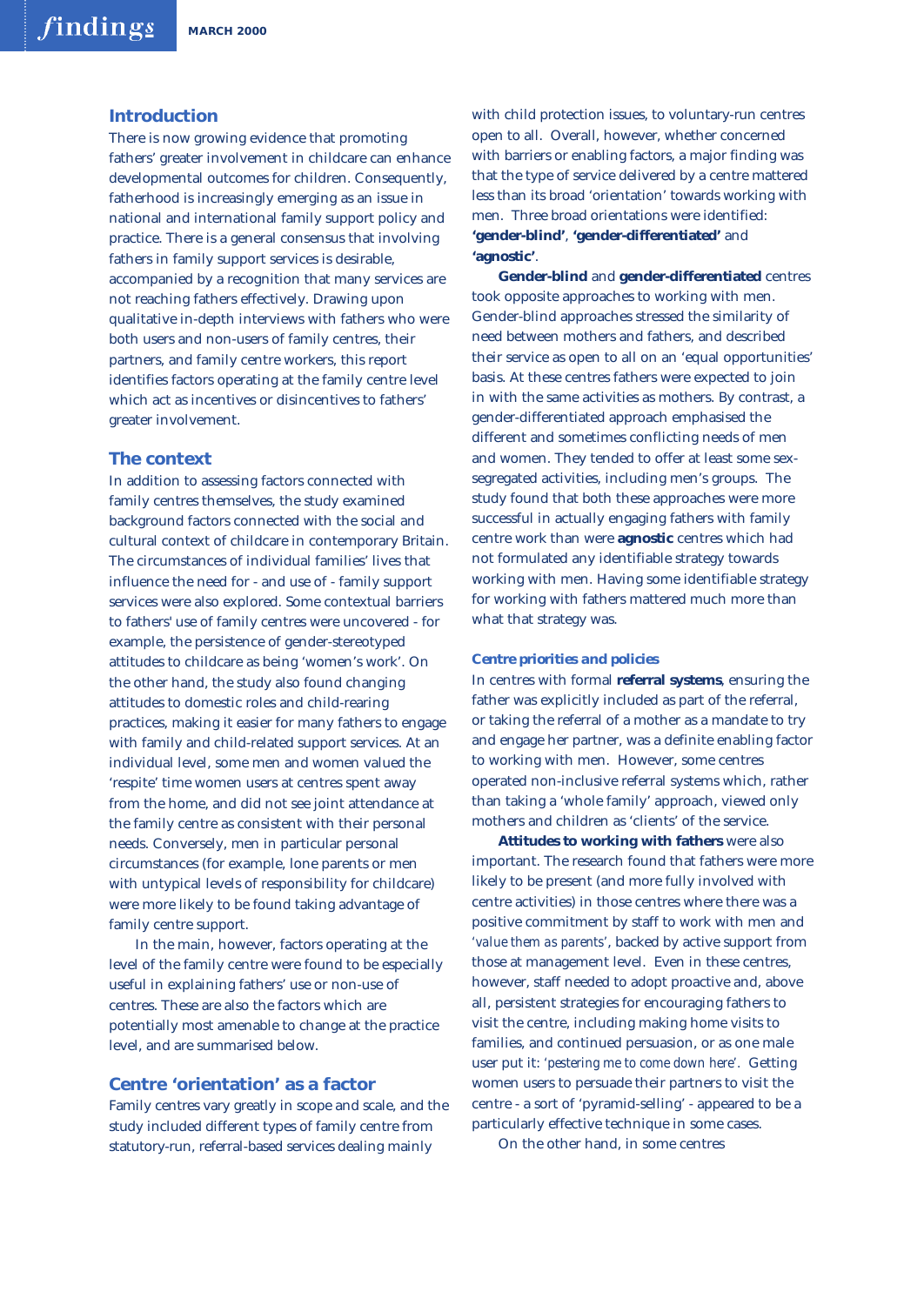## Introduction

There is now growing evidence that promoting fathers' greater involvement in childcare can enhance developmental outcomes for children. Consequently, fatherhood is increasingly emerging as an issue in national and international family support policy and practice. There is a general consensus that involving fathers in family support services is desirable, accompanied by a recognition that many services are not reaching fathers effectively. Drawing upon qualitative in-depth interviews with fathers who were both users and non-users of family centres, their partners, and family centre workers, this report identifies factors operating at the family centre level which act as incentives or disincentives to fathers' greater involvement.

## The context

In addition to assessing factors connected with family centres themselves, the study examined background factors connected with the social and cultural context of childcare in contemporary Britain. The circumstances of individual families' lives that influence the need for - and use of - family support services were also explored. Some contextual barriers to fathers' use of family centres were uncovered - for example, the persistence of gender-stereotyped attitudes to childcare as being 'women's work'. On the other hand, the study also found changing attitudes to domestic roles and child-rearing practices, making it easier for many fathers to engage with family and child-related support services. At an individual level, some men and women valued the 'respite' time women users at centres spent away from the home, and did not see joint attendance at the family centre as consistent with their personal needs. Conversely, men in particular personal circumstances (for example, lone parents or men with untypical levels of responsibility for childcare) were more likely to be found taking advantage of family centre support.

In the main, however, factors operating at the level of the family centre were found to be especially useful in explaining fathers' use or non-use of centres. These are also the factors which are potentially most amenable to change at the practice level, and are summarised below.

## Centre 'orientation' as a factor

Family centres vary greatly in scope and scale, and the study included different types of family centre from statutory-run, referral-based services dealing mainly with child protection issues, to voluntary-run centres open to all. Overall, however, whether concerned with barriers or enabling factors, a major finding was that the type of service delivered by a centre mattered less than its broad 'orientation' towards working with men. Three broad orientations were identified: **'gender-blind'**, **'gender-differentiated'** and **'agnostic'**.

**Gender-blind** and **gender-differentiated** centres took opposite approaches to working with men. Gender-blind approaches stressed the similarity of need between mothers and fathers, and described their service as open to all on an 'equal opportunities' basis. At these centres fathers were expected to join in with the same activities as mothers. By contrast, a gender-differentiated approach emphasised the different and sometimes conflicting needs of men and women. They tended to offer at least some sex-segregated activities, including men's groups. The study found that both these approaches were more successful in actually engaging fathers with family centre work than were **agnostic** centres which had not formulated any identifiable strategy towards working with men. Having some identifiable strategy for working with fathers mattered much more than what that strategy was.

### Centre priorities and policies

In centres with formal **referral systems**, ensuring the father was explicitly included as part of the referral, or taking the referral of a mother as a mandate to try and engage her partner, was a definite enabling factor to working with men. However, some centres operated non-inclusive referral systems which, rather than taking a 'whole family' approach, viewed only mothers and children as 'clients' of the service.

**Attitudes to working with fathers** were also important. The research found that fathers were more likely to be present (and more fully involved with centre activities) in those centres where there was a positive commitment by staff to work with men and 'value them as parents', backed by active support from those at management level. Even in these centres, however, staff needed to adopt proactive and, above all, persistent strategies for encouraging fathers to visit the centre, including making home visits to families, and continued persuasion, or as one male user put it: 'pestering me to come down here'. Getting women users to persuade their partners to visit the centre - a sort of 'pyramid-selling' - appeared to be a particularly effective technique in some cases.

On the other hand, in some centres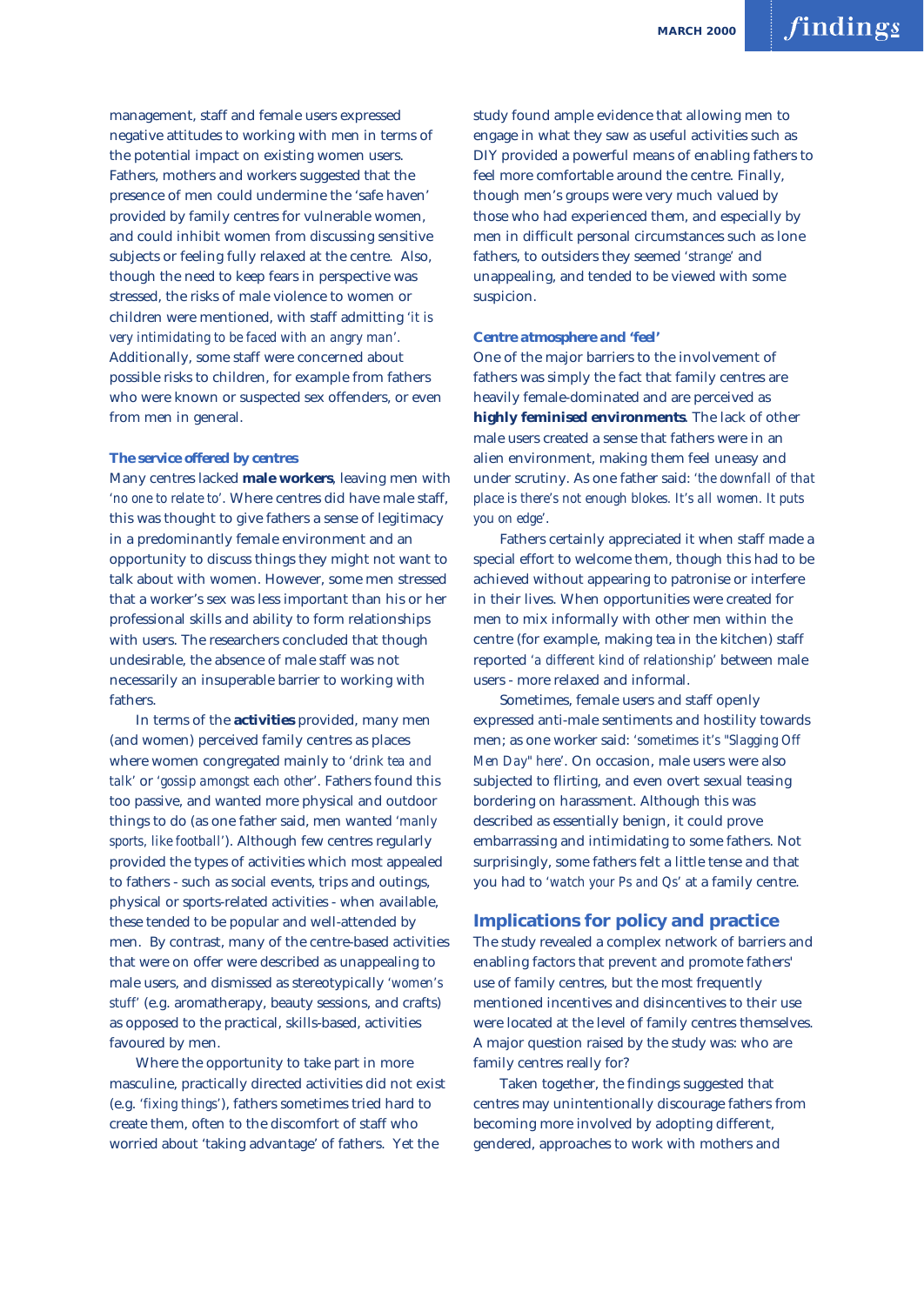management, staff and female users expressed negative attitudes to working with men in terms of the potential impact on existing women users. Fathers, mothers and workers suggested that the presence of men could undermine the 'safe haven' provided by family centres for vulnerable women, and could inhibit women from discussing sensitive subjects or feeling fully relaxed at the centre. Also, though the need to keep fears in perspective was stressed, the risks of male violence to women or children were mentioned, with staff admitting '*it is very intimidating to be faced with an angry man*'. Additionally, some staff were concerned about possible risks to children, for example from fathers who were known or suspected sex offenders, or even from men in general.

### The service offered by centres

Many centres lacked **male workers**, leaving men with '*no one to relate to*'. Where centres did have male staff, this was thought to give fathers a sense of legitimacy in a predominantly female environment and an opportunity to discuss things they might not want to talk about with women. However, some men stressed that a worker's sex was less important than his or her professional skills and ability to form relationships with users. The researchers concluded that though undesirable, the absence of male staff was not necessarily an insuperable barrier to working with fathers.

In terms of the **activities** provided, many men (and women) perceived family centres as places where women congregated mainly to '*drink tea and talk*' or '*gossip amongst each other*'. Fathers found this too passive, and wanted more physical and outdoor things to do (as one father said, men wanted '*manly sports, like football*'). Although few centres regularly provided the types of activities which most appealed to fathers - such as social events, trips and outings, physical or sports-related activities - when available, these tended to be popular and well-attended by men. By contrast, many of the centre-based activities that were on offer were described as unappealing to male users, and dismissed as stereotypically '*women's stuff*' (e.g. aromatherapy, beauty sessions, and crafts) as opposed to the practical, skills-based, activities favoured by men.

Where the opportunity to take part in more masculine, practically directed activities did not exist (e.g. '*fixing things*'), fathers sometimes tried hard to create them, often to the discomfort of staff who worried about 'taking advantage' of fathers. Yet the study found ample evidence that allowing men to engage in what they saw as useful activities such as DIY provided a powerful means of enabling fathers to feel more comfortable around the centre. Finally, though men's groups were very much valued by those who had experienced them, and especially by men in difficult personal circumstances such as lone fathers, to outsiders they seemed '*strange*' and unappealing, and tended to be viewed with some suspicion.

### Centre atmosphere and 'feel'

One of the major barriers to the involvement of fathers was simply the fact that family centres are heavily female-dominated and are perceived as **highly feminised environments**. The lack of other male users created a sense that fathers were in an alien environment, making them feel uneasy and under scrutiny. As one father said: '*the downfall of that place is there's not enough blokes. It's all women. It puts you on edge*'.

Fathers certainly appreciated it when staff made a special effort to welcome them, though this had to be achieved without appearing to patronise or interfere in their lives. When opportunities were created for men to mix informally with other men within the centre (for example, making tea in the kitchen) staff reported '*a different kind of relationship*' between male users - more relaxed and informal.

Sometimes, female users and staff openly expressed anti-male sentiments and hostility towards men; as one worker said: '*sometimes it's "Slagging Off Men Day" here*'. On occasion, male users were also subjected to flirting, and even overt sexual teasing bordering on harassment. Although this was described as essentially benign, it could prove embarrassing and intimidating to some fathers. Not surprisingly, some fathers felt a little tense and that you had to '*watch your Ps and Qs*' at a family centre.

## Implications for policy and practice

The study revealed a complex network of barriers and enabling factors that prevent and promote fathers' use of family centres, but the most frequently mentioned incentives and disincentives to their use were located at the level of family centres themselves. A major question raised by the study was: who are family centres really for?

Taken together, the findings suggested that centres may unintentionally discourage fathers from becoming more involved by adopting different, gendered, approaches to work with mothers and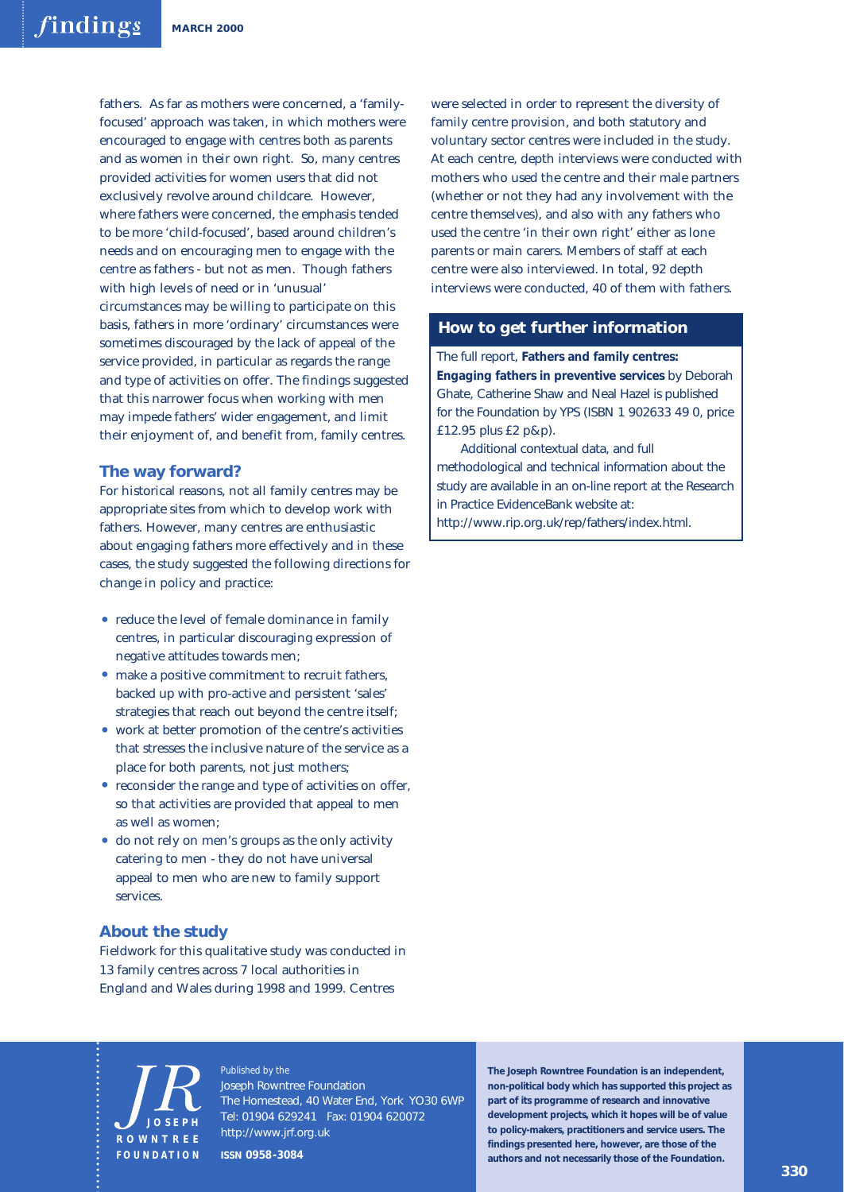fathers. As far as mothers were concerned, a 'family-focused' approach was taken, in which mothers were encouraged to engage with centres both as parents and as women in their own right. So, many centres provided activities for women users that did not exclusively revolve around childcare. However, where fathers were concerned, the emphasis tended to be more 'child-focused', based around children's needs and on encouraging men to engage with the centre as fathers - but not as men. Though fathers with high levels of need or in 'unusual' circumstances may be willing to participate on this basis, fathers in more 'ordinary' circumstances were sometimes discouraged by the lack of appeal of the service provided, in particular as regards the range and type of activities on offer. The findings suggested that this narrower focus when working with men may impede fathers' wider engagement, and limit their enjoyment of, and benefit from, family centres.

## The way forward?

For historical reasons, not all family centres may be appropriate sites from which to develop work with fathers. However, many centres are enthusiastic about engaging fathers more effectively and in these cases, the study suggested the following directions for change in policy and practice:

- reduce the level of female dominance in family centres, in particular discouraging expression of negative attitudes towards men;
- make a positive commitment to recruit fathers, backed up with pro-active and persistent 'sales' strategies that reach out beyond the centre itself;
- work at better promotion of the centre's activities that stresses the inclusive nature of the service as a place for both parents, not just mothers;
- reconsider the range and type of activities on offer, so that activities are provided that appeal to men as well as women;
- do not rely on men's groups as the only activity catering to men - they do not have universal appeal to men who are new to family support services.

## About the study

Fieldwork for this qualitative study was conducted in 13 family centres across 7 local authorities in England and Wales during 1998 and 1999. Centres were selected in order to represent the diversity of family centre provision, and both statutory and voluntary sector centres were included in the study. At each centre, depth interviews were conducted with mothers who used the centre and their male partners (whether or not they had any involvement with the centre themselves), and also with any fathers who used the centre 'in their own right' either as lone parents or main carers. Members of staff at each centre were also interviewed. In total, 92 depth interviews were conducted, 40 of them with fathers.

## How to get further information

The full report, **Fathers and family centres: Engaging fathers in preventive services** by Deborah Ghate, Catherine Shaw and Neal Hazel is published for the Foundation by YPS (ISBN 1 902633 49 0, price £12.95 plus £2 p&p).

Additional contextual data, and full methodological and technical information about the study are available in an on-line report at the Research in Practice EvidenceBank website at: http://www.rip.org.uk/rep/fathers/index.html.

*Published by the*
Joseph Rowntree Foundation
The Homestead, 40 Water End, York YO30 6WP
Tel: 01904 629241 Fax: 01904 620072
http://www.jrf.org.uk

ISSN 0958-3084

**The Joseph Rowntree Foundation is an independent, non-political body which has supported this project as part of its programme of research and innovative development projects, which it hopes will be of value to policy-makers, practitioners and service users. The findings presented here, however, are those of the authors and not necessarily those of the Foundation.**

330